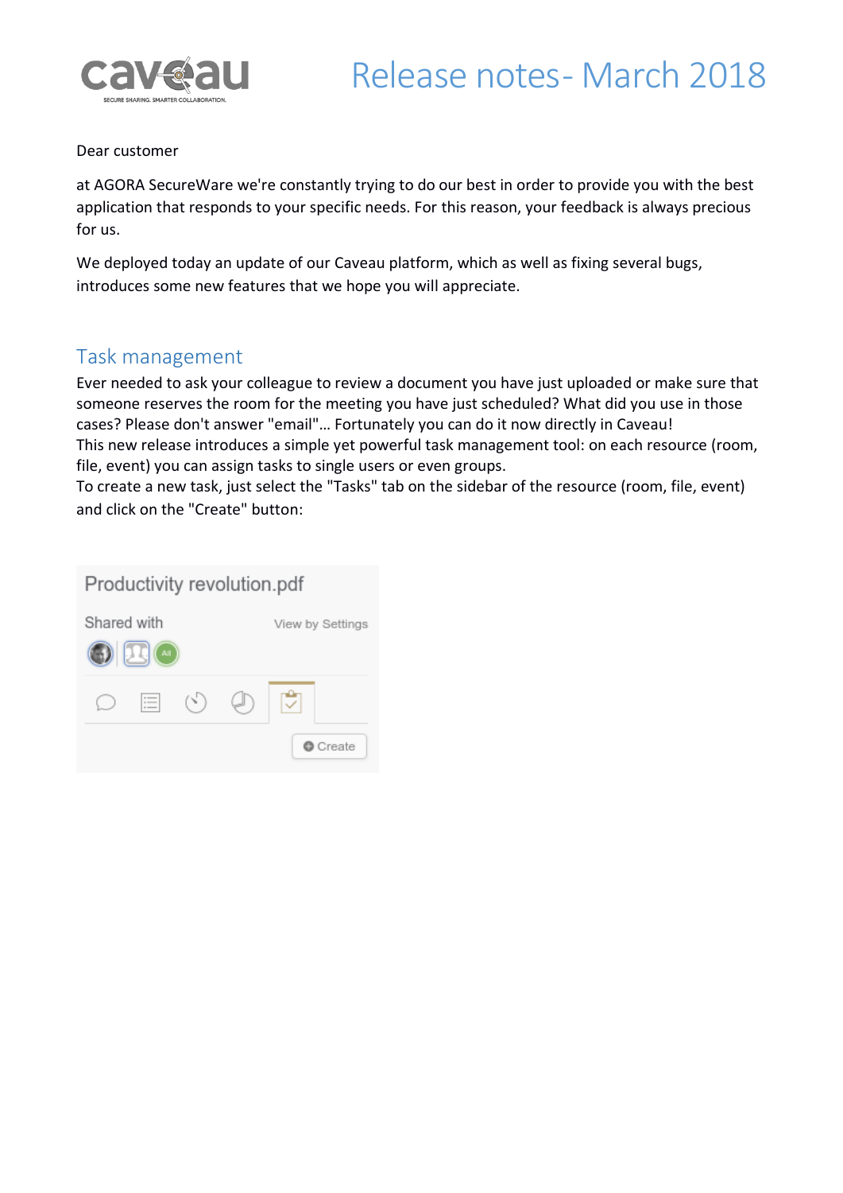# Release notes- March 2018

Dear customer

at AGORA SecureWare we're constantly trying to do our best in order to provide you with the best application that responds to your specific needs. For this reason, your feedback is always precious for us.

We deployed today an update of our Caveau platform, which as well as fixing several bugs, introduces some new features that we hope you will appreciate.

## Task management

Ever needed to ask your colleague to review a document you have just uploaded or make sure that someone reserves the room for the meeting you have just scheduled? What did you use in those cases? Please don't answer "email"… Fortunately you can do it now directly in Caveau!
This new release introduces a simple yet powerful task management tool: on each resource (room, file, event) you can assign tasks to single users or even groups.
To create a new task, just select the "Tasks" tab on the sidebar of the resource (room, file, event) and click on the "Create" button: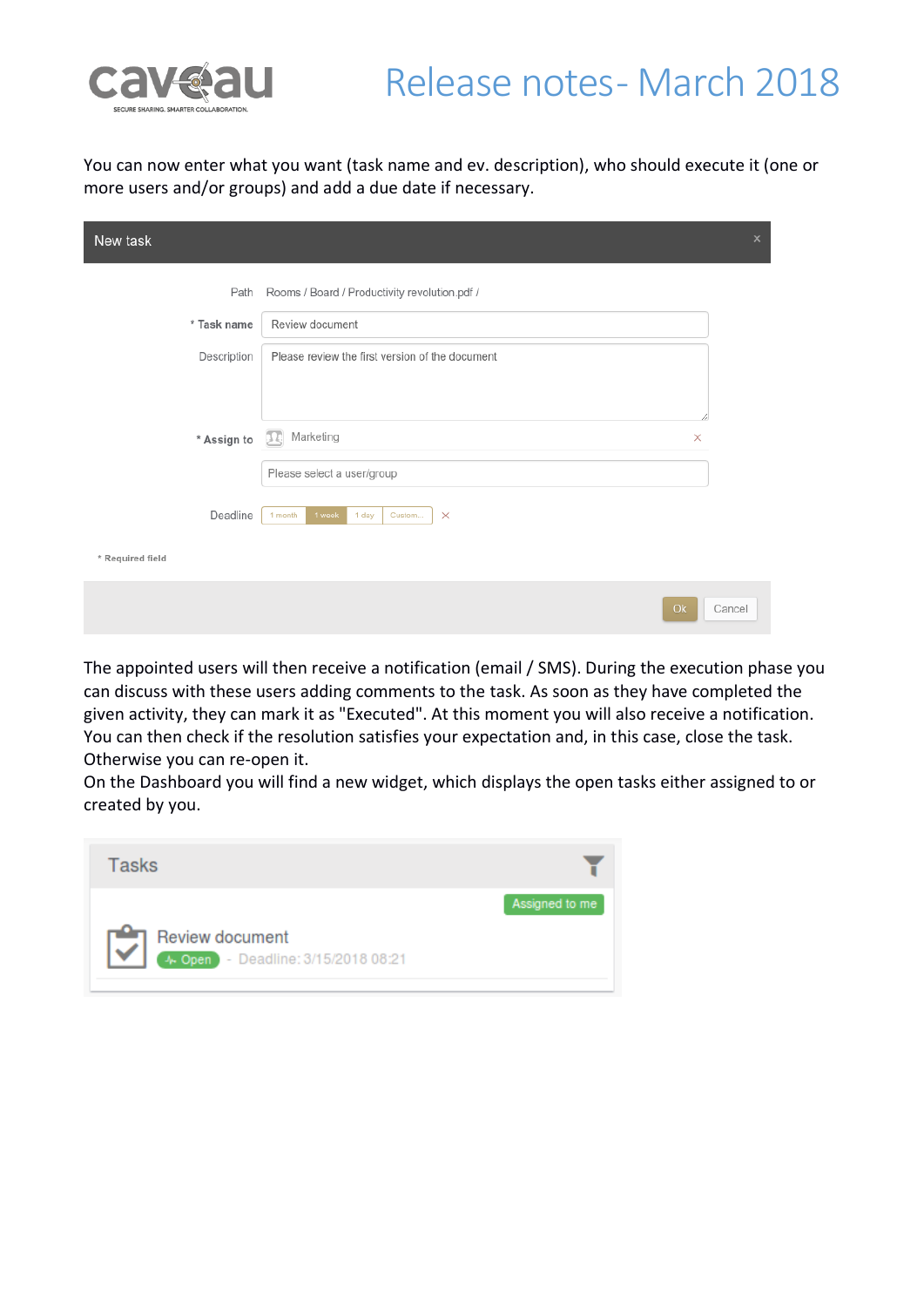You can now enter what you want (task name and ev. description), who should execute it (one or more users and/or groups) and add a due date if necessary.

The appointed users will then receive a notification (email / SMS). During the execution phase you can discuss with these users adding comments to the task. As soon as they have completed the given activity, they can mark it as "Executed". At this moment you will also receive a notification. You can then check if the resolution satisfies your expectation and, in this case, close the task. Otherwise you can re-open it.

On the Dashboard you will find a new widget, which displays the open tasks either assigned to or created by you.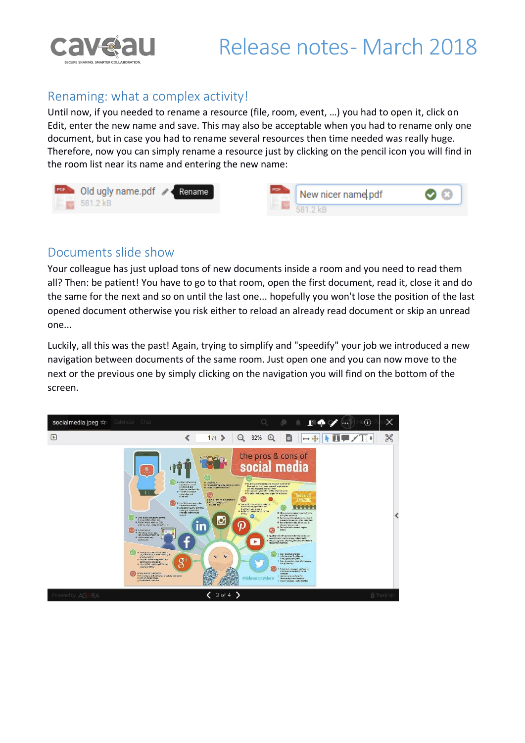## Renaming: what a complex activity!

Until now, if you needed to rename a resource (file, room, event, …) you had to open it, click on Edit, enter the new name and save. This may also be acceptable when you had to rename only one document, but in case you had to rename several resources then time needed was really huge. Therefore, now you can simply rename a resource just by clicking on the pencil icon you will find in the room list near its name and entering the new name:

## Documents slide show

Your colleague has just upload tons of new documents inside a room and you need to read them all? Then: be patient! You have to go to that room, open the first document, read it, close it and do the same for the next and so on until the last one... hopefully you won't lose the position of the last opened document otherwise you risk either to reload an already read document or skip an unread one...

Luckily, all this was the past! Again, trying to simplify and "speedify" your job we introduced a new navigation between documents of the same room. Just open one and you can now move to the next or the previous one by simply clicking on the navigation you will find on the bottom of the screen.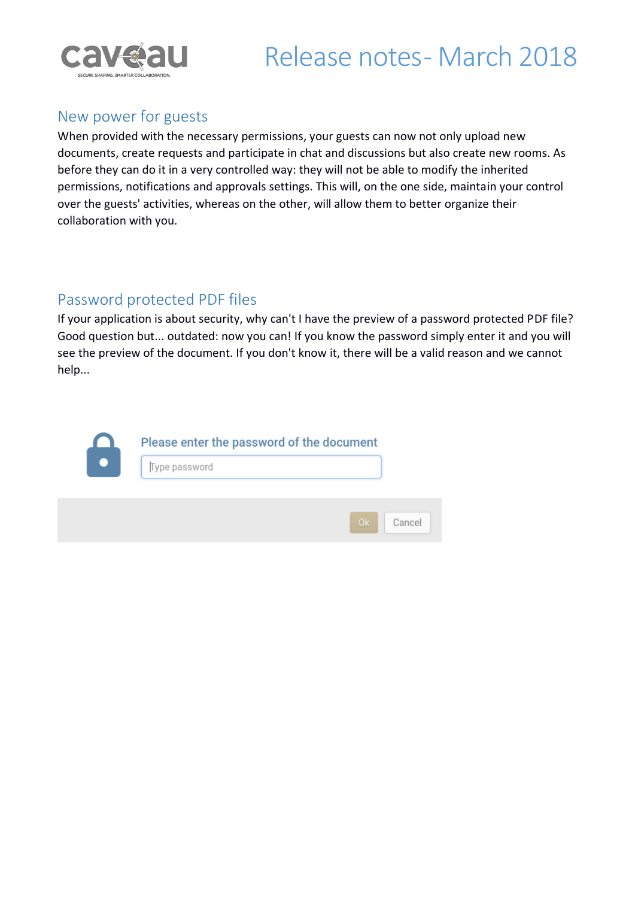# Release notes- March 2018

## New power for guests

When provided with the necessary permissions, your guests can now not only upload new documents, create requests and participate in chat and discussions but also create new rooms. As before they can do it in a very controlled way: they will not be able to modify the inherited permissions, notifications and approvals settings. This will, on the one side, maintain your control over the guests' activities, whereas on the other, will allow them to better organize their collaboration with you.

## Password protected PDF files

If your application is about security, why can't I have the preview of a password protected PDF file? Good question but... outdated: now you can! If you know the password simply enter it and you will see the preview of the document. If you don't know it, there will be a valid reason and we cannot help...

Please enter the password of the document

Type password

Ok Cancel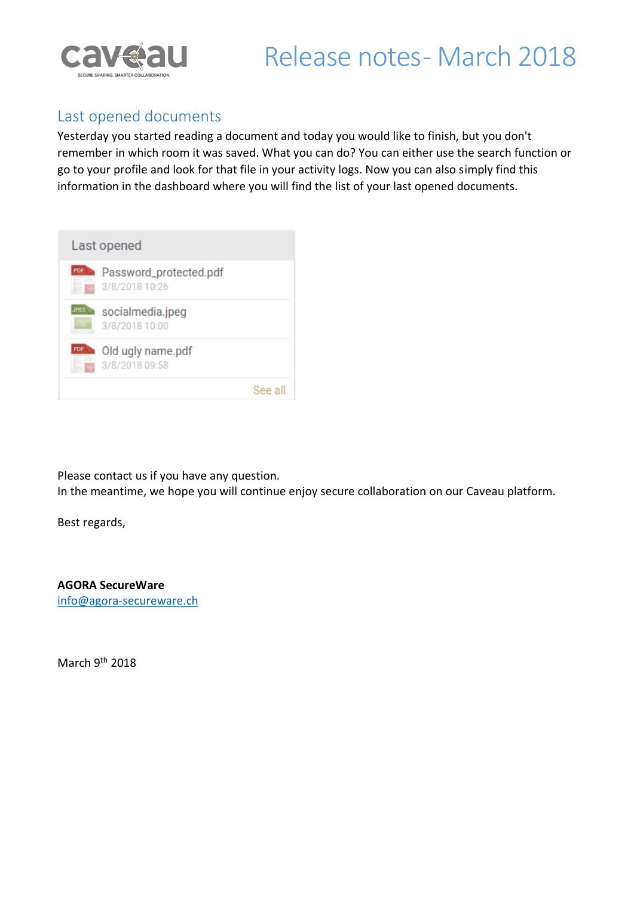# Release notes- March 2018

## Last opened documents

Yesterday you started reading a document and today you would like to finish, but you don't remember in which room it was saved. What you can do? You can either use the search function or go to your profile and look for that file in your activity logs. Now you can also simply find this information in the dashboard where you will find the list of your last opened documents.

Last opened

Password_protected.pdf
3/8/2018 10:26

socialmedia.jpeg
3/8/2018 10:00

Old ugly name.pdf
3/8/2018 09:58

See all

Please contact us if you have any question.
In the meantime, we hope you will continue enjoy secure collaboration on our Caveau platform.

Best regards,

**AGORA SecureWare**
info@agora-secureware.ch

March 9th 2018